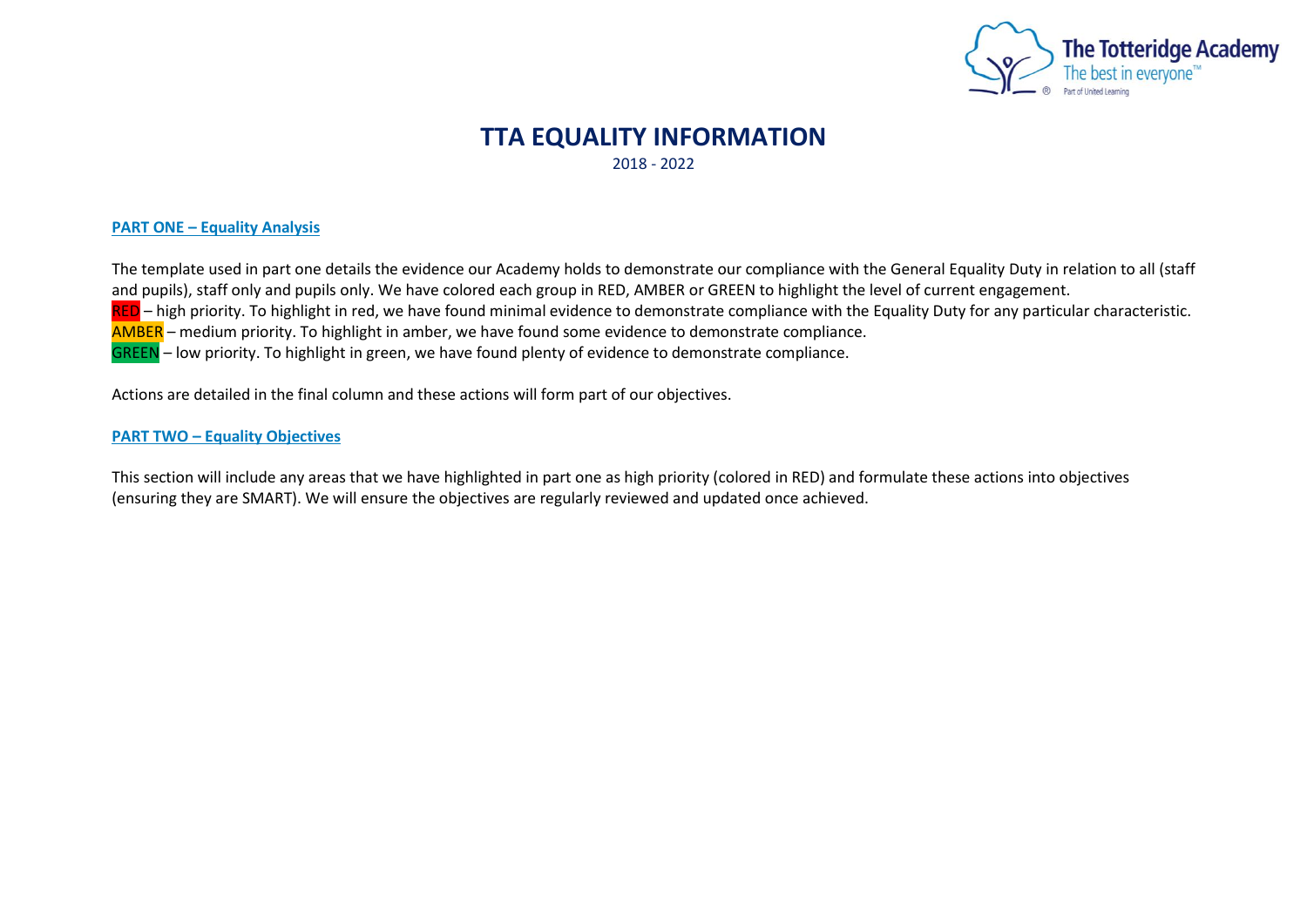# TTA EQUALITY INFORMATION

2018 - 2022

## PART ONE – Equality Analysis

The template used in part one details the evidence our Academy holds to demonstrate our compliance with the General Equality Duty in relation to all (staff and pupils), staff only and pupils only. We have colored each group in RED, AMBER or GREEN to highlight the level of current engagement.

RED – high priority. To highlight in red, we have found minimal evidence to demonstrate compliance with the Equality Duty for any particular characteristic.

AMBER – medium priority. To highlight in amber, we have found some evidence to demonstrate compliance.

GREEN – low priority. To highlight in green, we have found plenty of evidence to demonstrate compliance.

Actions are detailed in the final column and these actions will form part of our objectives.

## PART TWO – Equality Objectives

This section will include any areas that we have highlighted in part one as high priority (colored in RED) and formulate these actions into objectives (ensuring they are SMART). We will ensure the objectives are regularly reviewed and updated once achieved.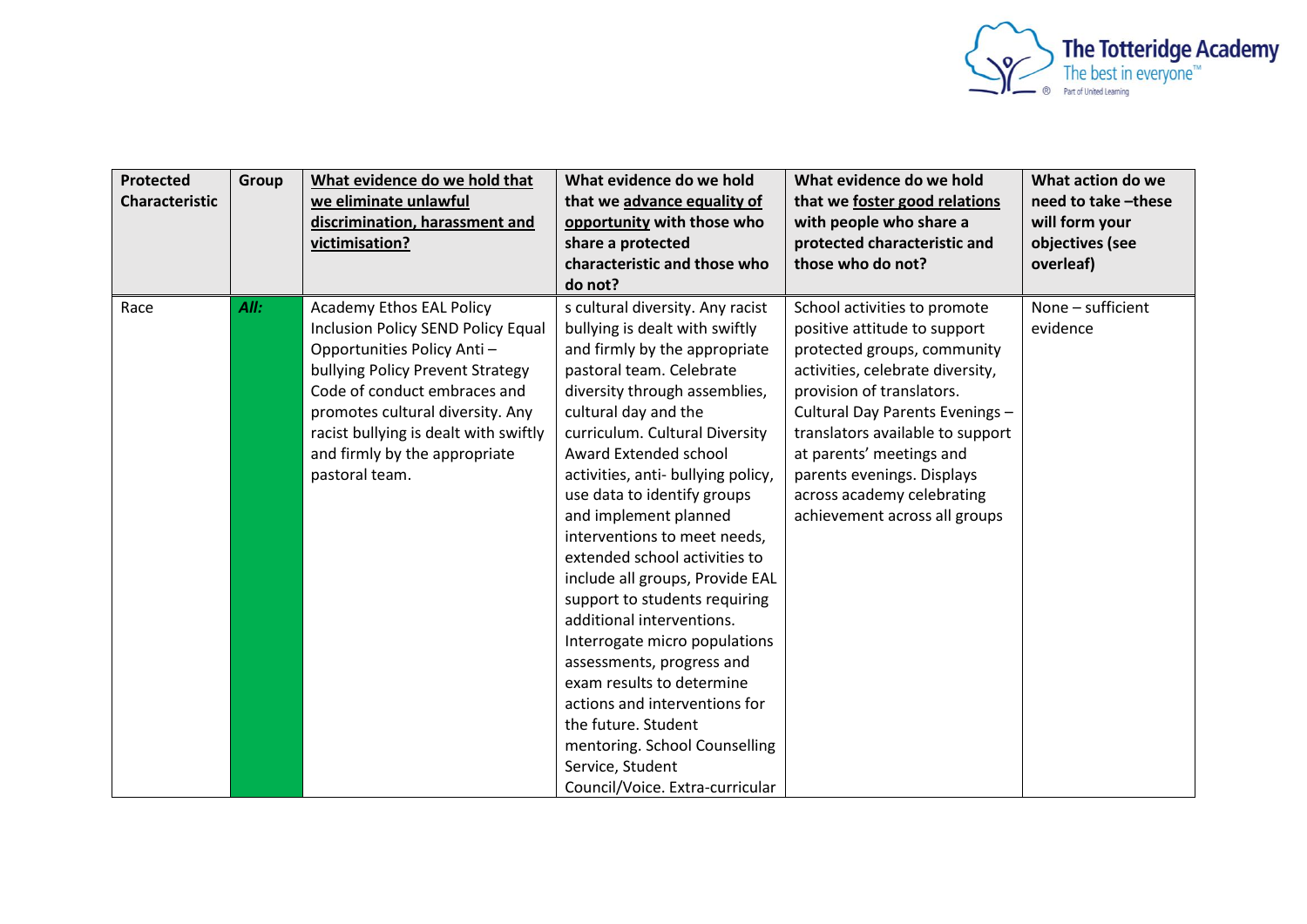| Protected Characteristic | Group | What evidence do we hold that we eliminate unlawful discrimination, harassment and victimisation? | What evidence do we hold that we advance equality of opportunity with those who share a protected characteristic and those who do not? | What evidence do we hold that we foster good relations with people who share a protected characteristic and those who do not? | What action do we need to take –these will form your objectives (see overleaf) |
|---|---|---|---|---|---|
| Race | ***All:*** | Academy Ethos EAL Policy Inclusion Policy SEND Policy Equal Opportunities Policy Anti – bullying Policy Prevent Strategy Code of conduct embraces and promotes cultural diversity. Any racist bullying is dealt with swiftly and firmly by the appropriate pastoral team. | s cultural diversity. Any racist bullying is dealt with swiftly and firmly by the appropriate pastoral team. Celebrate diversity through assemblies, cultural day and the curriculum. Cultural Diversity Award Extended school activities, anti- bullying policy, use data to identify groups and implement planned interventions to meet needs, extended school activities to include all groups, Provide EAL support to students requiring additional interventions. Interrogate micro populations assessments, progress and exam results to determine actions and interventions for the future. Student mentoring. School Counselling Service, Student Council/Voice. Extra-curricular | School activities to promote positive attitude to support protected groups, community activities, celebrate diversity, provision of translators. Cultural Day Parents Evenings – translators available to support at parents' meetings and parents evenings. Displays across academy celebrating achievement across all groups | None – sufficient evidence |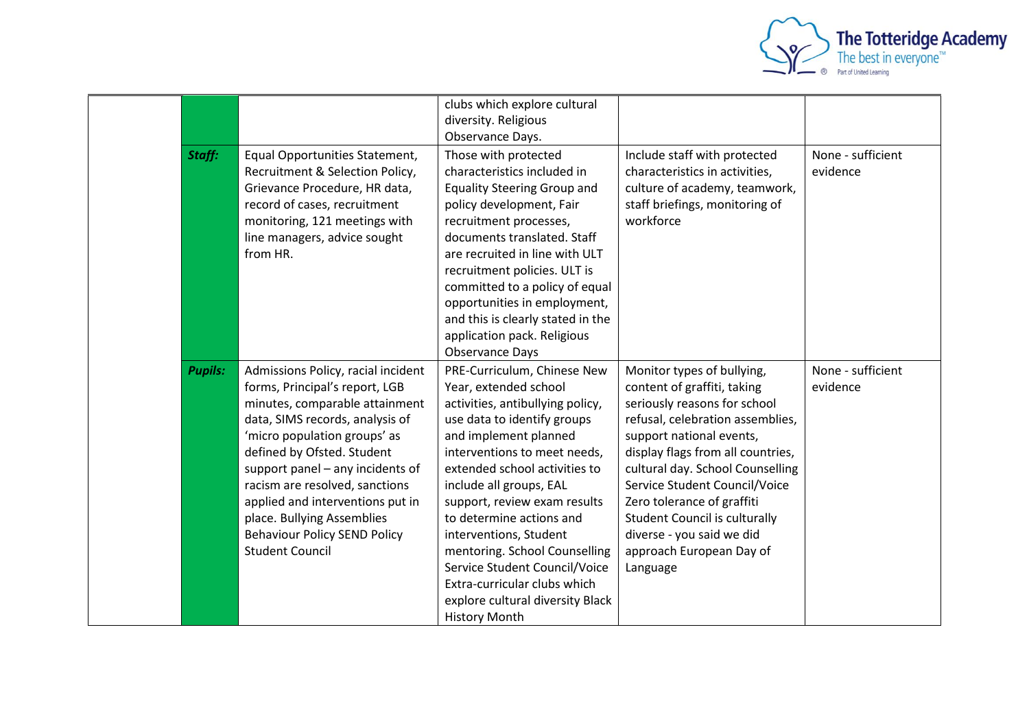| | | | | | |
|---|---|---|---|---|---|
| | | | clubs which explore cultural diversity. Religious Observance Days. | | |
| | ***Staff:*** | Equal Opportunities Statement, Recruitment & Selection Policy, Grievance Procedure, HR data, record of cases, recruitment monitoring, 121 meetings with line managers, advice sought from HR. | Those with protected characteristics included in Equality Steering Group and policy development, Fair recruitment processes, documents translated. Staff are recruited in line with ULT recruitment policies. ULT is committed to a policy of equal opportunities in employment, and this is clearly stated in the application pack. Religious Observance Days | Include staff with protected characteristics in activities, culture of academy, teamwork, staff briefings, monitoring of workforce | None - sufficient evidence |
| | ***Pupils:*** | Admissions Policy, racial incident forms, Principal's report, LGB minutes, comparable attainment data, SIMS records, analysis of 'micro population groups' as defined by Ofsted. Student support panel – any incidents of racism are resolved, sanctions applied and interventions put in place. Bullying Assemblies Behaviour Policy SEND Policy Student Council | PRE-Curriculum, Chinese New Year, extended school activities, antibullying policy, use data to identify groups and implement planned interventions to meet needs, extended school activities to include all groups, EAL support, review exam results to determine actions and interventions, Student mentoring. School Counselling Service Student Council/Voice Extra-curricular clubs which explore cultural diversity Black History Month | Monitor types of bullying, content of graffiti, taking seriously reasons for school refusal, celebration assemblies, support national events, display flags from all countries, cultural day. School Counselling Service Student Council/Voice Zero tolerance of graffiti Student Council is culturally diverse - you said we did approach European Day of Language | None - sufficient evidence |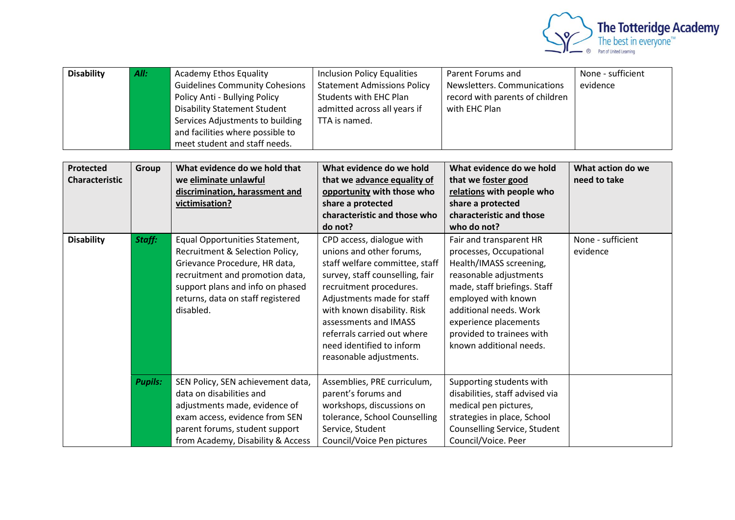| Disability | *All:* | Academy Ethos Equality Guidelines Community Cohesions Policy Anti - Bullying Policy Disability Statement Student Services Adjustments to building and facilities where possible to meet student and staff needs. | Inclusion Policy Equalities Statement Admissions Policy Students with EHC Plan admitted across all years if TTA is named. | Parent Forums and Newsletters. Communications record with parents of children with EHC Plan | None - sufficient evidence |
|---|---|---|---|---|---|

| Protected Characteristic | Group | What evidence do we hold that we eliminate unlawful discrimination, harassment and victimisation? | What evidence do we hold that we advance equality of opportunity with those who share a protected characteristic and those who do not? | What evidence do we hold that we foster good relations with people who share a protected characteristic and those who do not? | What action do we need to take |
|---|---|---|---|---|---|
| Disability | *Staff:* | Equal Opportunities Statement, Recruitment & Selection Policy, Grievance Procedure, HR data, recruitment and promotion data, support plans and info on phased returns, data on staff registered disabled. | CPD access, dialogue with unions and other forums, staff welfare committee, staff survey, staff counselling, fair recruitment procedures. Adjustments made for staff with known disability. Risk assessments and IMASS referrals carried out where need identified to inform reasonable adjustments. | Fair and transparent HR processes, Occupational Health/IMASS screening, reasonable adjustments made, staff briefings. Staff employed with known additional needs. Work experience placements provided to trainees with known additional needs. | None - sufficient evidence |
| | *Pupils:* | SEN Policy, SEN achievement data, data on disabilities and adjustments made, evidence of exam access, evidence from SEN parent forums, student support from Academy, Disability & Access | Assemblies, PRE curriculum, parent's forums and workshops, discussions on tolerance, School Counselling Service, Student Council/Voice Pen pictures | Supporting students with disabilities, staff advised via medical pen pictures, strategies in place, School Counselling Service, Student Council/Voice. Peer | |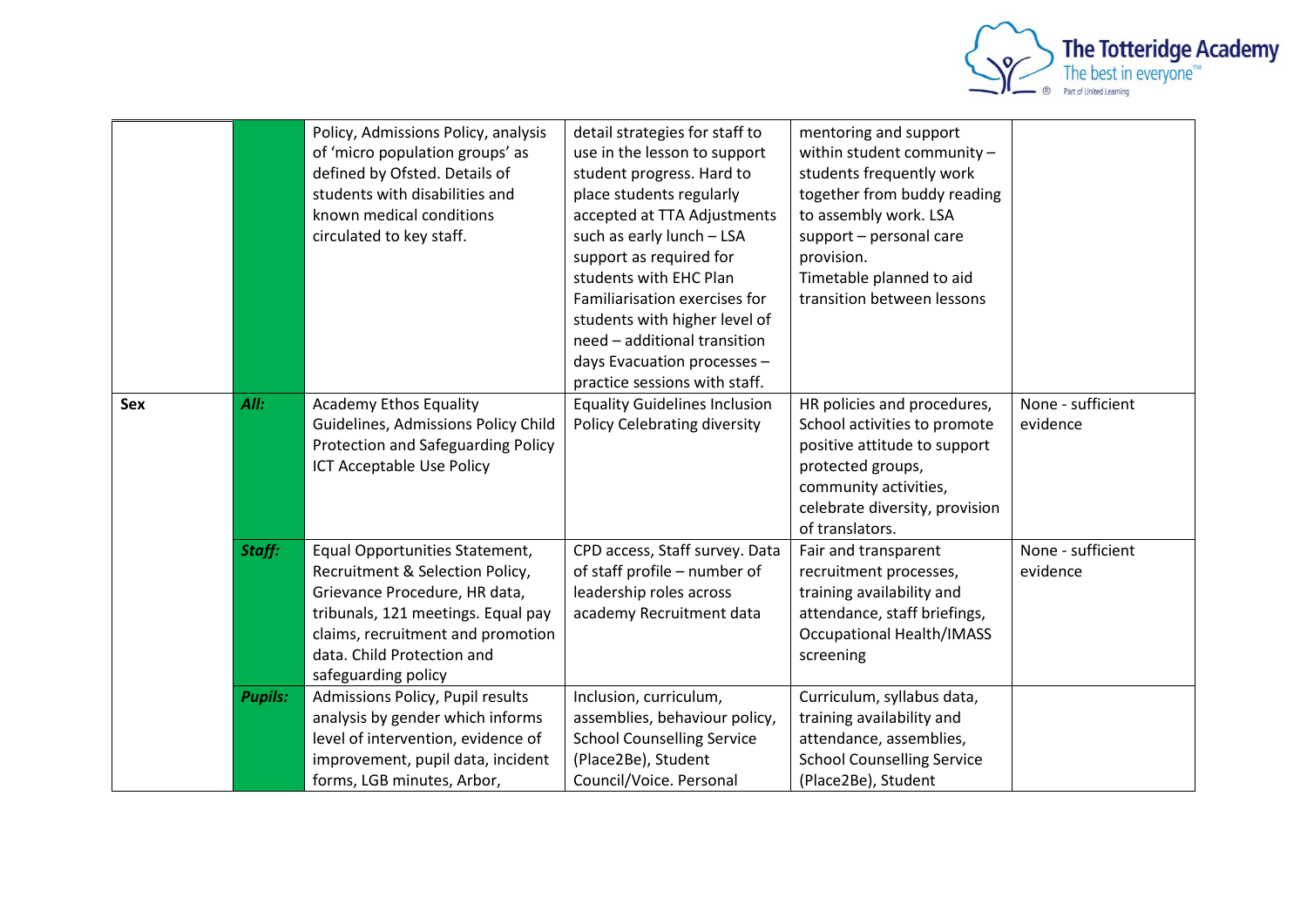| | | | | | |
|---|---|---|---|---|---|
| | | Policy, Admissions Policy, analysis of 'micro population groups' as defined by Ofsted. Details of students with disabilities and known medical conditions circulated to key staff. | detail strategies for staff to use in the lesson to support student progress. Hard to place students regularly accepted at TTA Adjustments such as early lunch – LSA support as required for students with EHC Plan Familiarisation exercises for students with higher level of need – additional transition days Evacuation processes – practice sessions with staff. | mentoring and support within student community – students frequently work together from buddy reading to assembly work. LSA support – personal care provision. Timetable planned to aid transition between lessons | |
| **Sex** | ***All:*** | Academy Ethos Equality Guidelines, Admissions Policy Child Protection and Safeguarding Policy ICT Acceptable Use Policy | Equality Guidelines Inclusion Policy Celebrating diversity | HR policies and procedures, School activities to promote positive attitude to support protected groups, community activities, celebrate diversity, provision of translators. | None - sufficient evidence |
| | ***Staff:*** | Equal Opportunities Statement, Recruitment & Selection Policy, Grievance Procedure, HR data, tribunals, 121 meetings. Equal pay claims, recruitment and promotion data. Child Protection and safeguarding policy | CPD access, Staff survey. Data of staff profile – number of leadership roles across academy Recruitment data | Fair and transparent recruitment processes, training availability and attendance, staff briefings, Occupational Health/IMASS screening | None - sufficient evidence |
| | ***Pupils:*** | Admissions Policy, Pupil results analysis by gender which informs level of intervention, evidence of improvement, pupil data, incident forms, LGB minutes, Arbor, | Inclusion, curriculum, assemblies, behaviour policy, School Counselling Service (Place2Be), Student Council/Voice. Personal | Curriculum, syllabus data, training availability and attendance, assemblies, School Counselling Service (Place2Be), Student | |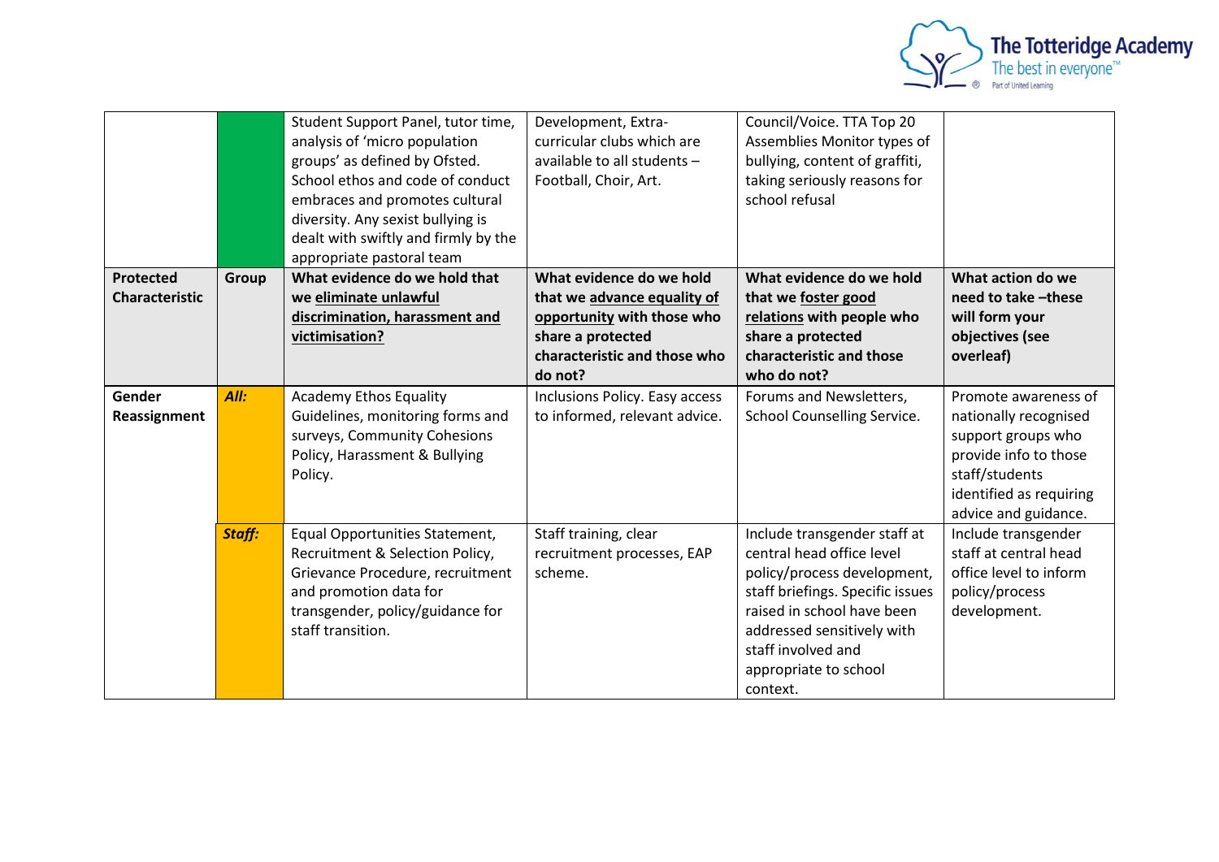| | | Student Support Panel, tutor time, analysis of 'micro population groups' as defined by Ofsted. School ethos and code of conduct embraces and promotes cultural diversity. Any sexist bullying is dealt with swiftly and firmly by the appropriate pastoral team | Development, Extra-curricular clubs which are available to all students – Football, Choir, Art. | Council/Voice. TTA Top 20 Assemblies Monitor types of bullying, content of graffiti, taking seriously reasons for school refusal | |
|---|---|---|---|---|---|
| **Protected Characteristic** | **Group** | **What evidence do we hold that we eliminate unlawful discrimination, harassment and victimisation?** | **What evidence do we hold that we advance equality of opportunity with those who share a protected characteristic and those who do not?** | **What evidence do we hold that we foster good relations with people who share a protected characteristic and those who do not?** | **What action do we need to take –these will form your objectives (see overleaf)** |
| **Gender Reassignment** | ***All:*** | Academy Ethos Equality Guidelines, monitoring forms and surveys, Community Cohesions Policy, Harassment & Bullying Policy. | Inclusions Policy. Easy access to informed, relevant advice. | Forums and Newsletters, School Counselling Service. | Promote awareness of nationally recognised support groups who provide info to those staff/students identified as requiring advice and guidance. |
| | ***Staff:*** | Equal Opportunities Statement, Recruitment & Selection Policy, Grievance Procedure, recruitment and promotion data for transgender, policy/guidance for staff transition. | Staff training, clear recruitment processes, EAP scheme. | Include transgender staff at central head office level policy/process development, staff briefings. Specific issues raised in school have been addressed sensitively with staff involved and appropriate to school context. | Include transgender staff at central head office level to inform policy/process development. |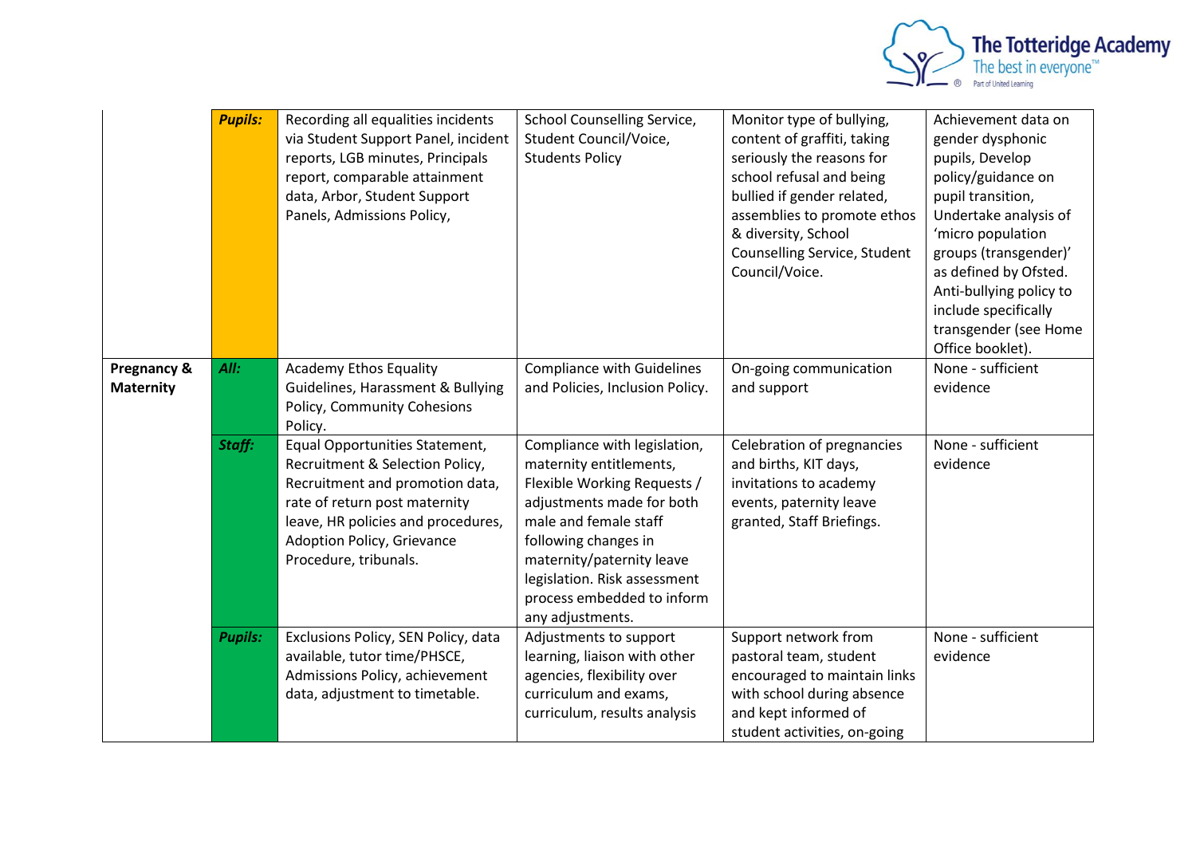| | **Pupils:** | Recording all equalities incidents via Student Support Panel, incident reports, LGB minutes, Principals report, comparable attainment data, Arbor, Student Support Panels, Admissions Policy, | School Counselling Service, Student Council/Voice, Students Policy | Monitor type of bullying, content of graffiti, taking seriously the reasons for school refusal and being bullied if gender related, assemblies to promote ethos & diversity, School Counselling Service, Student Council/Voice. | Achievement data on gender dysphonic pupils, Develop policy/guidance on pupil transition, Undertake analysis of 'micro population groups (transgender)' as defined by Ofsted. Anti-bullying policy to include specifically transgender (see Home Office booklet). |
|---|---|---|---|---|---|
| **Pregnancy & Maternity** | **All:** | Academy Ethos Equality Guidelines, Harassment & Bullying Policy, Community Cohesions Policy. | Compliance with Guidelines and Policies, Inclusion Policy. | On-going communication and support | None - sufficient evidence |
| | **Staff:** | Equal Opportunities Statement, Recruitment & Selection Policy, Recruitment and promotion data, rate of return post maternity leave, HR policies and procedures, Adoption Policy, Grievance Procedure, tribunals. | Compliance with legislation, maternity entitlements, Flexible Working Requests / adjustments made for both male and female staff following changes in maternity/paternity leave legislation. Risk assessment process embedded to inform any adjustments. | Celebration of pregnancies and births, KIT days, invitations to academy events, paternity leave granted, Staff Briefings. | None - sufficient evidence |
| | **Pupils:** | Exclusions Policy, SEN Policy, data available, tutor time/PHSCE, Admissions Policy, achievement data, adjustment to timetable. | Adjustments to support learning, liaison with other agencies, flexibility over curriculum and exams, curriculum, results analysis | Support network from pastoral team, student encouraged to maintain links with school during absence and kept informed of student activities, on-going | None - sufficient evidence |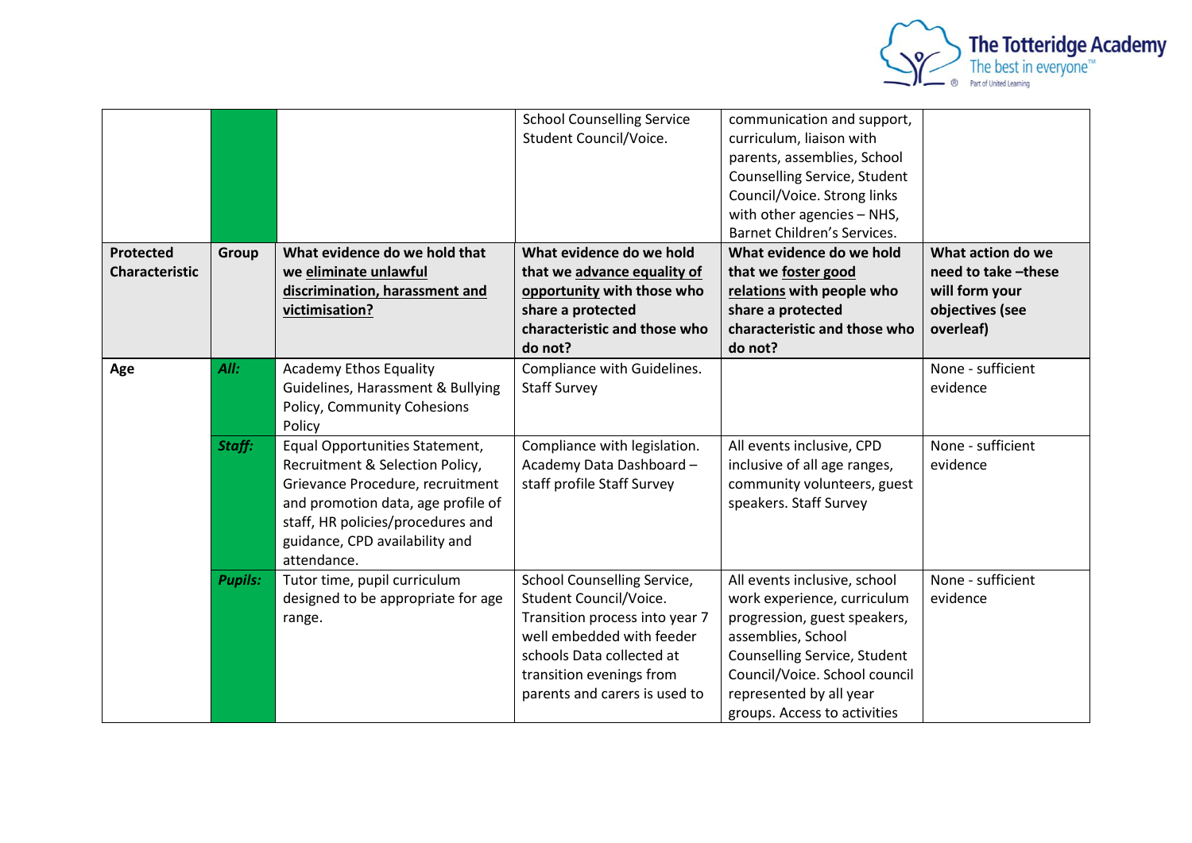| | | | School Counselling Service Student Council/Voice. | communication and support, curriculum, liaison with parents, assemblies, School Counselling Service, Student Council/Voice. Strong links with other agencies – NHS, Barnet Children's Services. | |
|---|---|---|---|---|---|
| **Protected Characteristic** | **Group** | **What evidence do we hold that we eliminate unlawful discrimination, harassment and victimisation?** | **What evidence do we hold that we advance equality of opportunity with those who share a protected characteristic and those who do not?** | **What evidence do we hold that we foster good relations with people who share a protected characteristic and those who do not?** | **What action do we need to take –these will form your objectives (see overleaf)** |
| **Age** | ***All:*** | Academy Ethos Equality Guidelines, Harassment & Bullying Policy, Community Cohesions Policy | Compliance with Guidelines. Staff Survey | | None - sufficient evidence |
| | ***Staff:*** | Equal Opportunities Statement, Recruitment & Selection Policy, Grievance Procedure, recruitment and promotion data, age profile of staff, HR policies/procedures and guidance, CPD availability and attendance. | Compliance with legislation. Academy Data Dashboard – staff profile Staff Survey | All events inclusive, CPD inclusive of all age ranges, community volunteers, guest speakers. Staff Survey | None - sufficient evidence |
| | ***Pupils:*** | Tutor time, pupil curriculum designed to be appropriate for age range. | School Counselling Service, Student Council/Voice. Transition process into year 7 well embedded with feeder schools Data collected at transition evenings from parents and carers is used to | All events inclusive, school work experience, curriculum progression, guest speakers, assemblies, School Counselling Service, Student Council/Voice. School council represented by all year groups. Access to activities | None - sufficient evidence |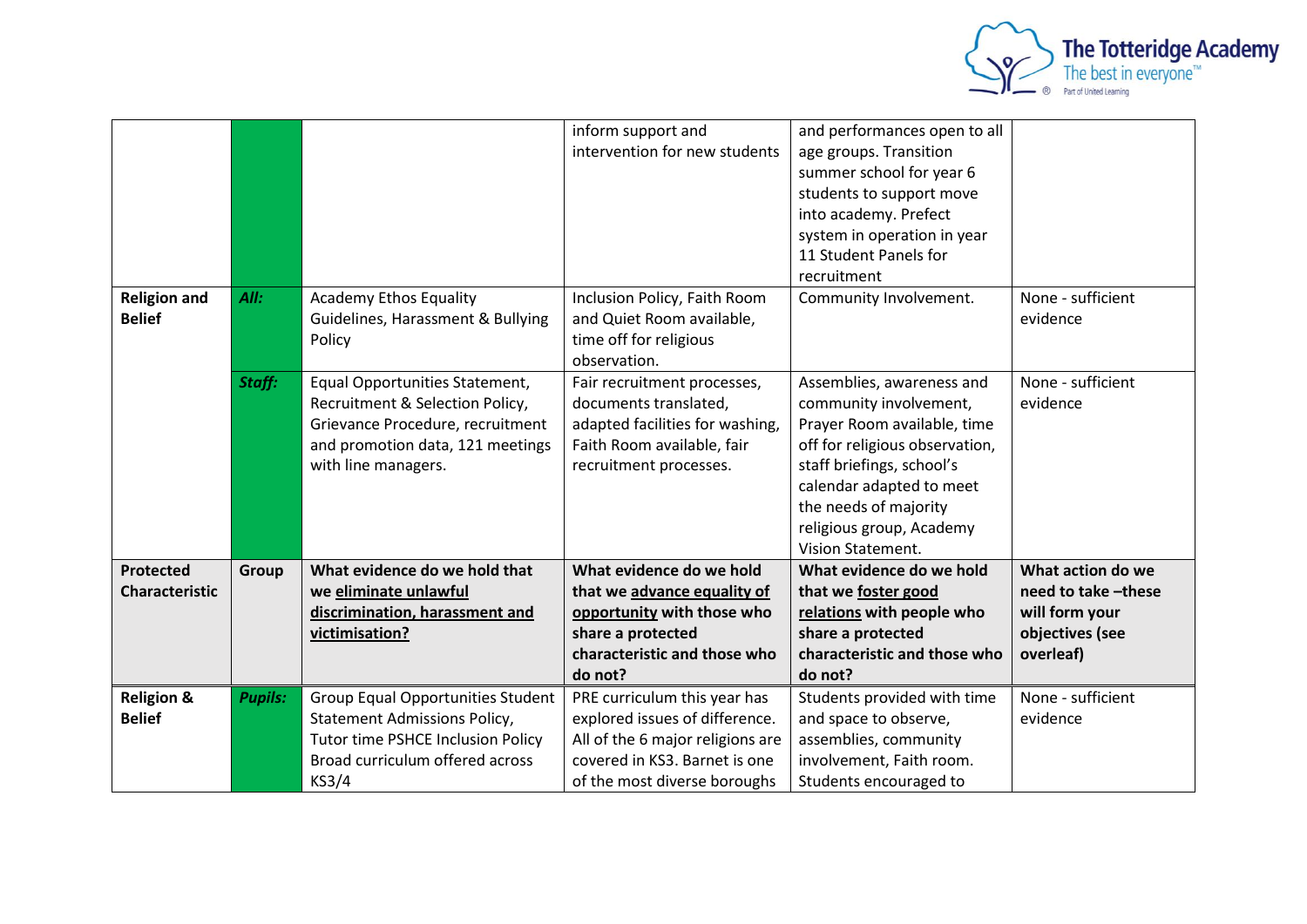| | | | inform support and intervention for new students | and performances open to all age groups. Transition summer school for year 6 students to support move into academy. Prefect system in operation in year 11 Student Panels for recruitment | |
|---|---|---|---|---|---|
| **Religion and Belief** | ***All:*** | Academy Ethos Equality Guidelines, Harassment & Bullying Policy | Inclusion Policy, Faith Room and Quiet Room available, time off for religious observation. | Community Involvement. | None - sufficient evidence |
| | ***Staff:*** | Equal Opportunities Statement, Recruitment & Selection Policy, Grievance Procedure, recruitment and promotion data, 121 meetings with line managers. | Fair recruitment processes, documents translated, adapted facilities for washing, Faith Room available, fair recruitment processes. | Assemblies, awareness and community involvement, Prayer Room available, time off for religious observation, staff briefings, school's calendar adapted to meet the needs of majority religious group, Academy Vision Statement. | None - sufficient evidence |
| **Protected Characteristic** | **Group** | **What evidence do we hold that we eliminate unlawful discrimination, harassment and victimisation?** | **What evidence do we hold that we advance equality of opportunity with those who share a protected characteristic and those who do not?** | **What evidence do we hold that we foster good relations with people who share a protected characteristic and those who do not?** | **What action do we need to take –these will form your objectives (see overleaf)** |
| **Religion & Belief** | ***Pupils:*** | Group Equal Opportunities Student Statement Admissions Policy, Tutor time PSHCE Inclusion Policy Broad curriculum offered across KS3/4 | PRE curriculum this year has explored issues of difference. All of the 6 major religions are covered in KS3. Barnet is one of the most diverse boroughs | Students provided with time and space to observe, assemblies, community involvement, Faith room. Students encouraged to | None - sufficient evidence |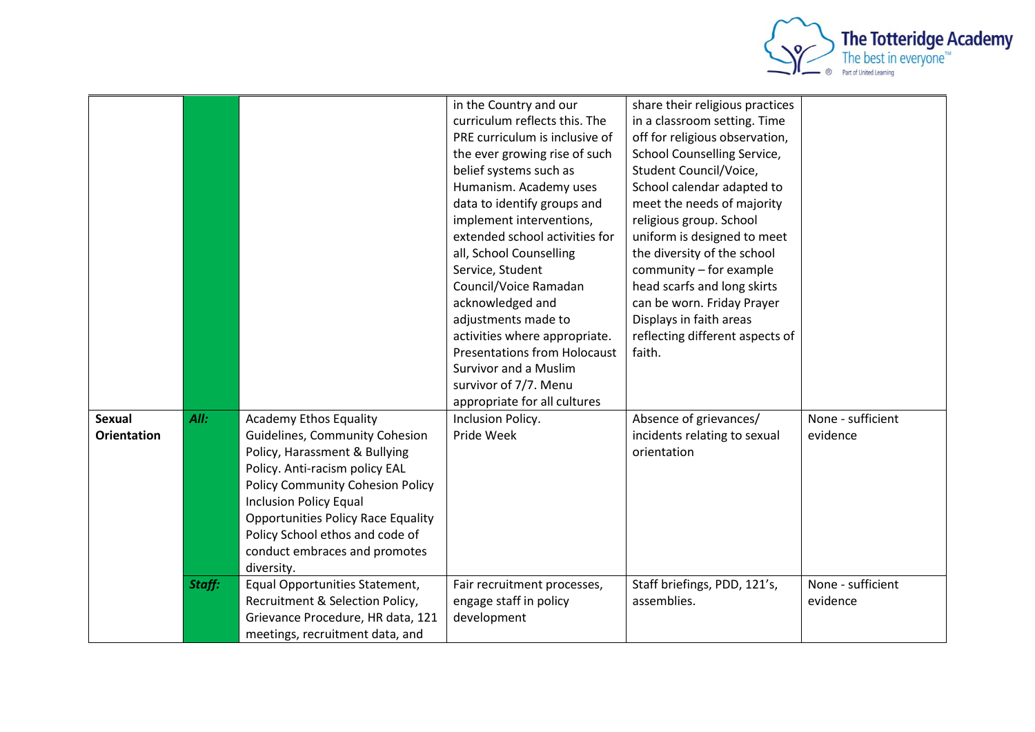| | | | | | |
|---|---|---|---|---|---|
| | | | in the Country and our curriculum reflects this. The PRE curriculum is inclusive of the ever growing rise of such belief systems such as Humanism. Academy uses data to identify groups and implement interventions, extended school activities for all, School Counselling Service, Student Council/Voice Ramadan acknowledged and adjustments made to activities where appropriate. Presentations from Holocaust Survivor and a Muslim survivor of 7/7. Menu appropriate for all cultures | share their religious practices in a classroom setting. Time off for religious observation, School Counselling Service, Student Council/Voice, School calendar adapted to meet the needs of majority religious group. School uniform is designed to meet the diversity of the school community – for example head scarfs and long skirts can be worn. Friday Prayer Displays in faith areas reflecting different aspects of faith. | |
| **Sexual Orientation** | ***All:*** | Academy Ethos Equality Guidelines, Community Cohesion Policy, Harassment & Bullying Policy. Anti-racism policy EAL Policy Community Cohesion Policy Inclusion Policy Equal Opportunities Policy Race Equality Policy School ethos and code of conduct embraces and promotes diversity. | Inclusion Policy. Pride Week | Absence of grievances/ incidents relating to sexual orientation | None - sufficient evidence |
| | ***Staff:*** | Equal Opportunities Statement, Recruitment & Selection Policy, Grievance Procedure, HR data, 121 meetings, recruitment data, and | Fair recruitment processes, engage staff in policy development | Staff briefings, PDD, 121's, assemblies. | None - sufficient evidence |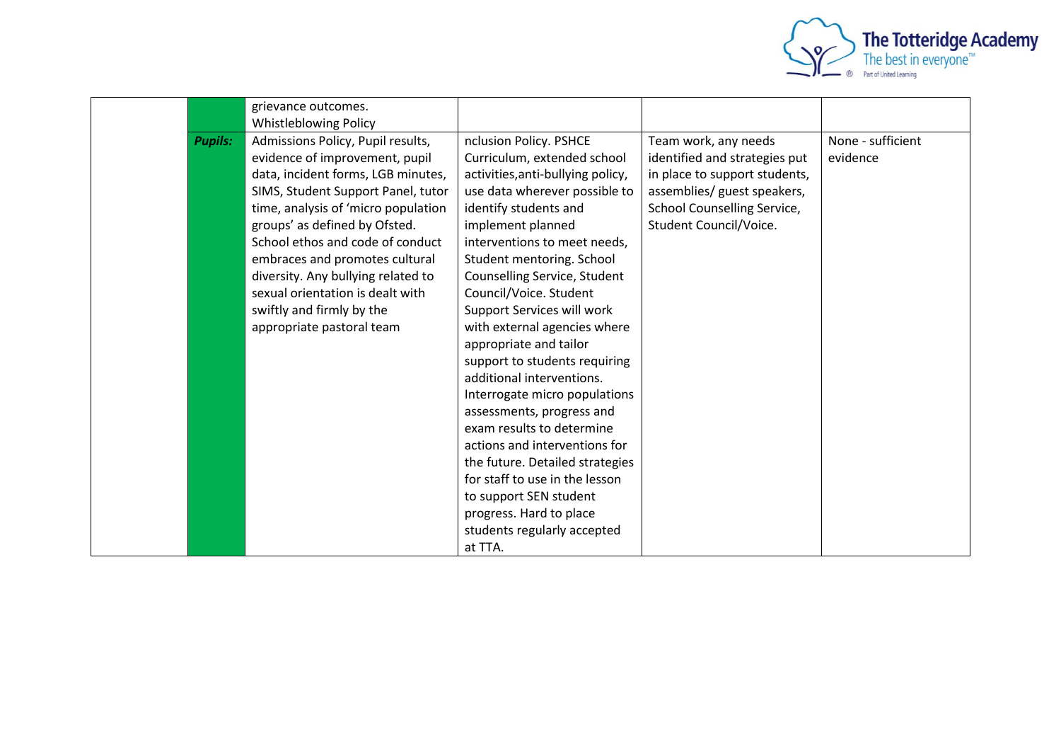| | | | | | |
|---|---|---|---|---|---|
| | | grievance outcomes. Whistleblowing Policy | | | |
| | ***Pupils:*** | Admissions Policy, Pupil results, evidence of improvement, pupil data, incident forms, LGB minutes, SIMS, Student Support Panel, tutor time, analysis of 'micro population groups' as defined by Ofsted. School ethos and code of conduct embraces and promotes cultural diversity. Any bullying related to sexual orientation is dealt with swiftly and firmly by the appropriate pastoral team | nclusion Policy. PSHCE Curriculum, extended school activities,anti-bullying policy, use data wherever possible to identify students and implement planned interventions to meet needs, Student mentoring. School Counselling Service, Student Council/Voice. Student Support Services will work with external agencies where appropriate and tailor support to students requiring additional interventions. Interrogate micro populations assessments, progress and exam results to determine actions and interventions for the future. Detailed strategies for staff to use in the lesson to support SEN student progress. Hard to place students regularly accepted at TTA. | Team work, any needs identified and strategies put in place to support students, assemblies/ guest speakers, School Counselling Service, Student Council/Voice. | None - sufficient evidence |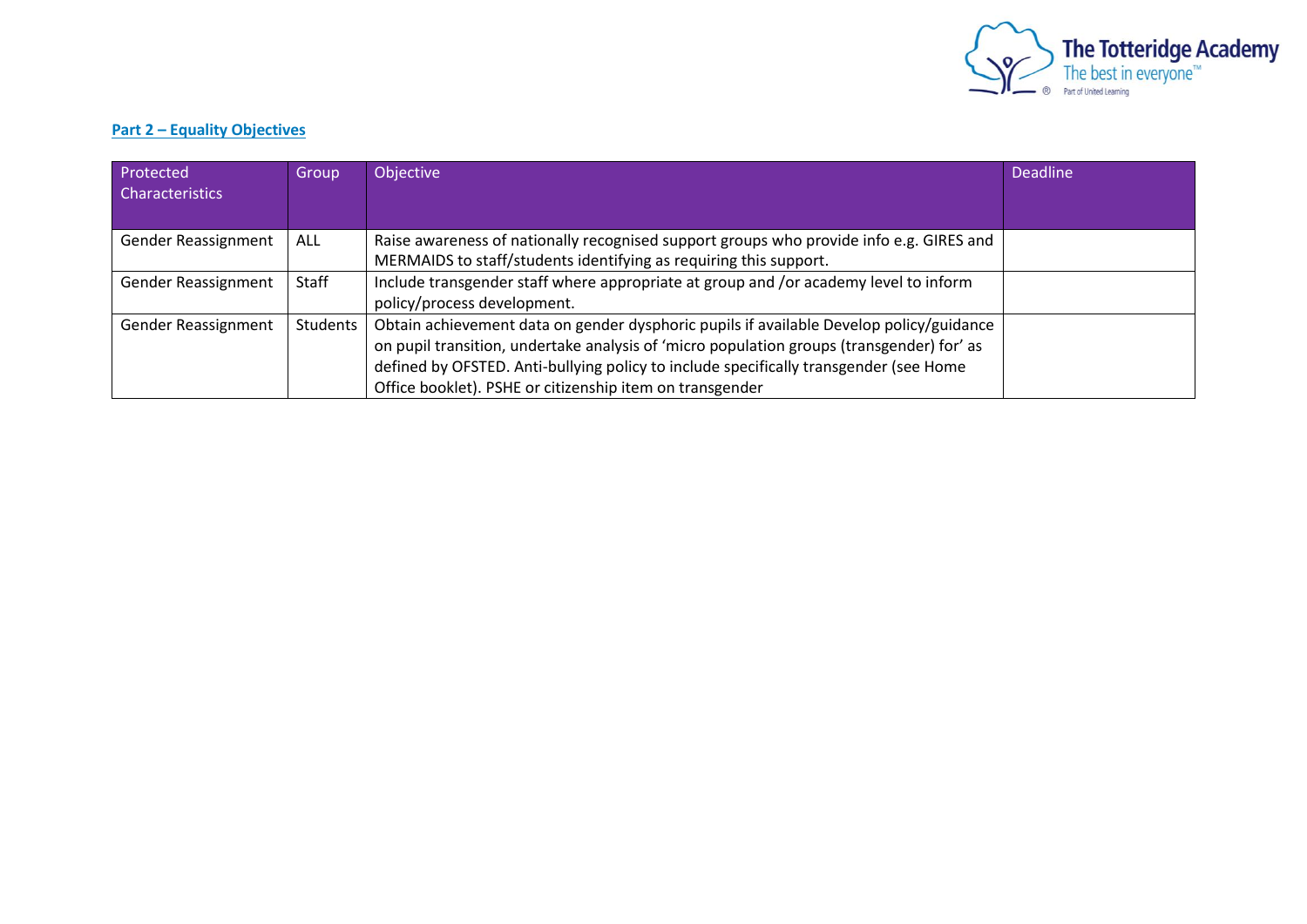## Part 2 – Equality Objectives

| Protected Characteristics | Group | Objective | Deadline |
|---|---|---|---|
| Gender Reassignment | ALL | Raise awareness of nationally recognised support groups who provide info e.g. GIRES and MERMAIDS to staff/students identifying as requiring this support. | |
| Gender Reassignment | Staff | Include transgender staff where appropriate at group and /or academy level to inform policy/process development. | |
| Gender Reassignment | Students | Obtain achievement data on gender dysphoric pupils if available Develop policy/guidance on pupil transition, undertake analysis of 'micro population groups (transgender) for' as defined by OFSTED. Anti-bullying policy to include specifically transgender (see Home Office booklet). PSHE or citizenship item on transgender | |